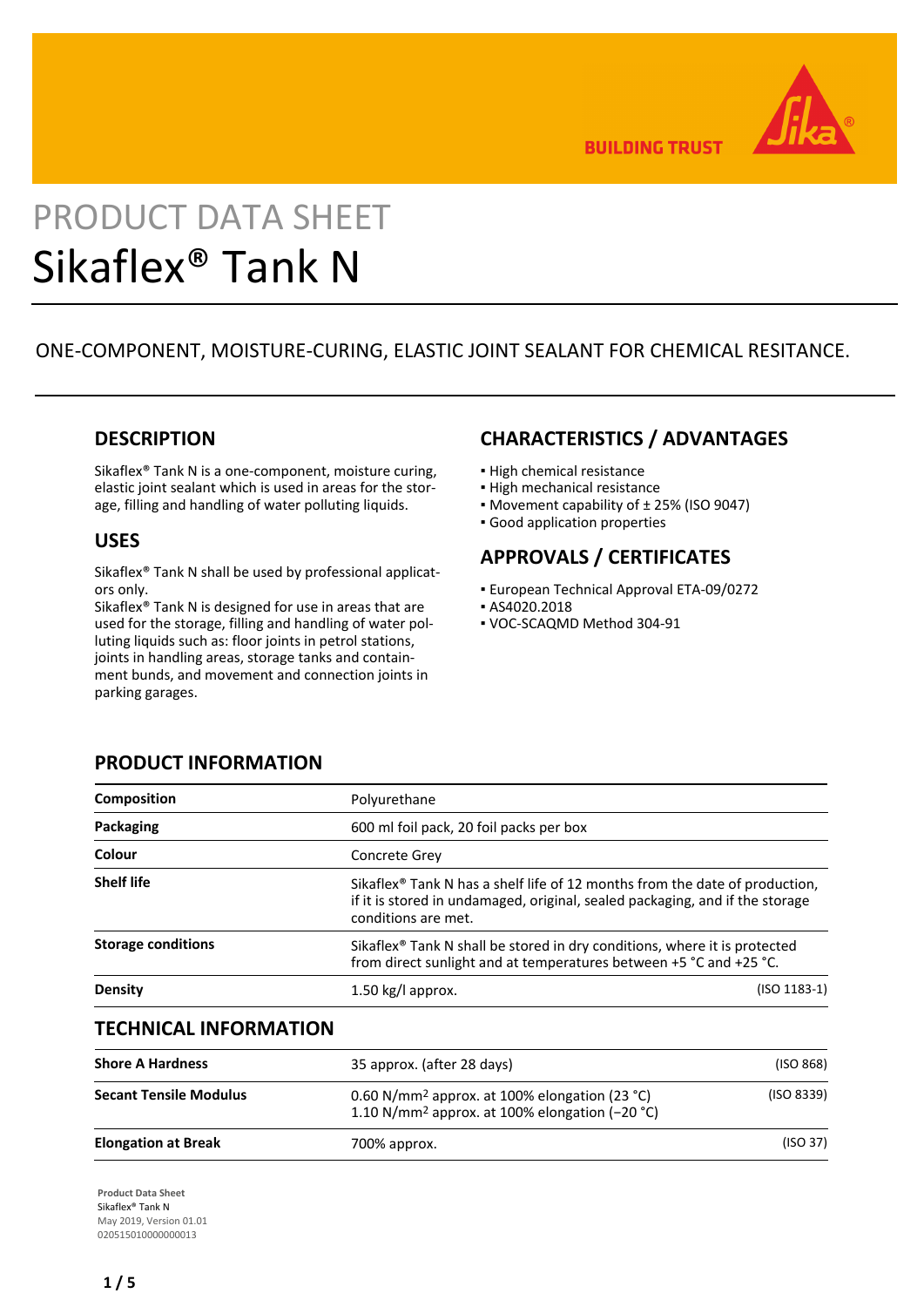# PRODUCT DATA SHEET

# Sikaflex® Tank N

ONE-COMPONENT, MOISTURE-CURING, ELASTIC JOINT SEALANT FOR CHEMICAL RESITANCE.

## DESCRIPTION

Sikaflex® Tank N is a one-component, moisture curing, elastic joint sealant which is used in areas for the storage, filling and handling of water polluting liquids.

## USES

Sikaflex® Tank N shall be used by professional applicators only.
Sikaflex® Tank N is designed for use in areas that are used for the storage, filling and handling of water polluting liquids such as: floor joints in petrol stations, joints in handling areas, storage tanks and containment bunds, and movement and connection joints in parking garages.

## CHARACTERISTICS / ADVANTAGES

- High chemical resistance
- High mechanical resistance
- Movement capability of ± 25% (ISO 9047)
- Good application properties

## APPROVALS / CERTIFICATES

- European Technical Approval ETA-09/0272
- AS4020.2018
- VOC-SCAQMD Method 304-91

## PRODUCT INFORMATION

| | | |
|---|---|---|
| **Composition** | Polyurethane | |
| **Packaging** | 600 ml foil pack, 20 foil packs per box | |
| **Colour** | Concrete Grey | |
| **Shelf life** | Sikaflex® Tank N has a shelf life of 12 months from the date of production, if it is stored in undamaged, original, sealed packaging, and if the storage conditions are met. | |
| **Storage conditions** | Sikaflex® Tank N shall be stored in dry conditions, where it is protected from direct sunlight and at temperatures between +5 °C and +25 °C. | |
| **Density** | 1.50 kg/l approx. | (ISO 1183-1) |

## TECHNICAL INFORMATION

| | | |
|---|---|---|
| **Shore A Hardness** | 35 approx. (after 28 days) | (ISO 868) |
| **Secant Tensile Modulus** | 0.60 N/mm² approx. at 100% elongation (23 °C)<br>1.10 N/mm² approx. at 100% elongation (−20 °C) | (ISO 8339) |
| **Elongation at Break** | 700% approx. | (ISO 37) |

**Product Data Sheet**
Sikaflex® Tank N
May 2019, Version 01.01
020515010000000013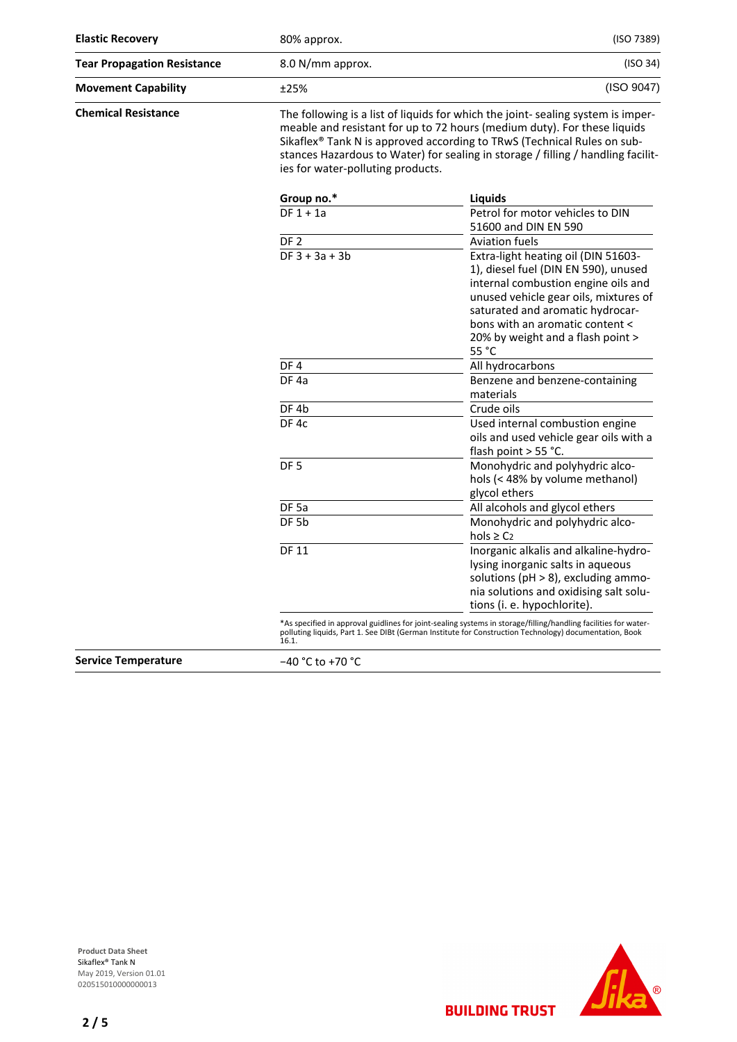| | | |
|---|---|---|
| **Elastic Recovery** | 80% approx. | (ISO 7389) |
| **Tear Propagation Resistance** | 8.0 N/mm approx. | (ISO 34) |
| **Movement Capability** | ±25% | (ISO 9047) |

**Chemical Resistance**

The following is a list of liquids for which the joint- sealing system is impermeable and resistant for up to 72 hours (medium duty). For these liquids Sikaflex® Tank N is approved according to TRwS (Technical Rules on substances Hazardous to Water) for sealing in storage / filling / handling facilities for water-polluting products.

| Group no.* | Liquids |
|---|---|
| DF 1 + 1a | Petrol for motor vehicles to DIN 51600 and DIN EN 590 |
| DF 2 | Aviation fuels |
| DF 3 + 3a + 3b | Extra-light heating oil (DIN 51603-1), diesel fuel (DIN EN 590), unused internal combustion engine oils and unused vehicle gear oils, mixtures of saturated and aromatic hydrocarbons with an aromatic content < 20% by weight and a flash point > 55 °C |
| DF 4 | All hydrocarbons |
| DF 4a | Benzene and benzene-containing materials |
| DF 4b | Crude oils |
| DF 4c | Used internal combustion engine oils and used vehicle gear oils with a flash point > 55 °C. |
| DF 5 | Monohydric and polyhydric alcohols (< 48% by volume methanol) glycol ethers |
| DF 5a | All alcohols and glycol ethers |
| DF 5b | Monohydric and polyhydric alcohols ≥ $C_2$ |
| DF 11 | Inorganic alkalis and alkaline-hydrolysing inorganic salts in aqueous solutions (pH > 8), excluding ammonia solutions and oxidising salt solutions (i. e. hypochlorite). |

*As specified in approval guidlines for joint-sealing systems in storage/filling/handling facilities for water-polluting liquids, Part 1. See DIBt (German Institute for Construction Technology) documentation, Book 16.1.

**Service Temperature**

−40 °C to +70 °C

Product Data Sheet
Sikaflex® Tank N
May 2019, Version 01.01
020515010000000013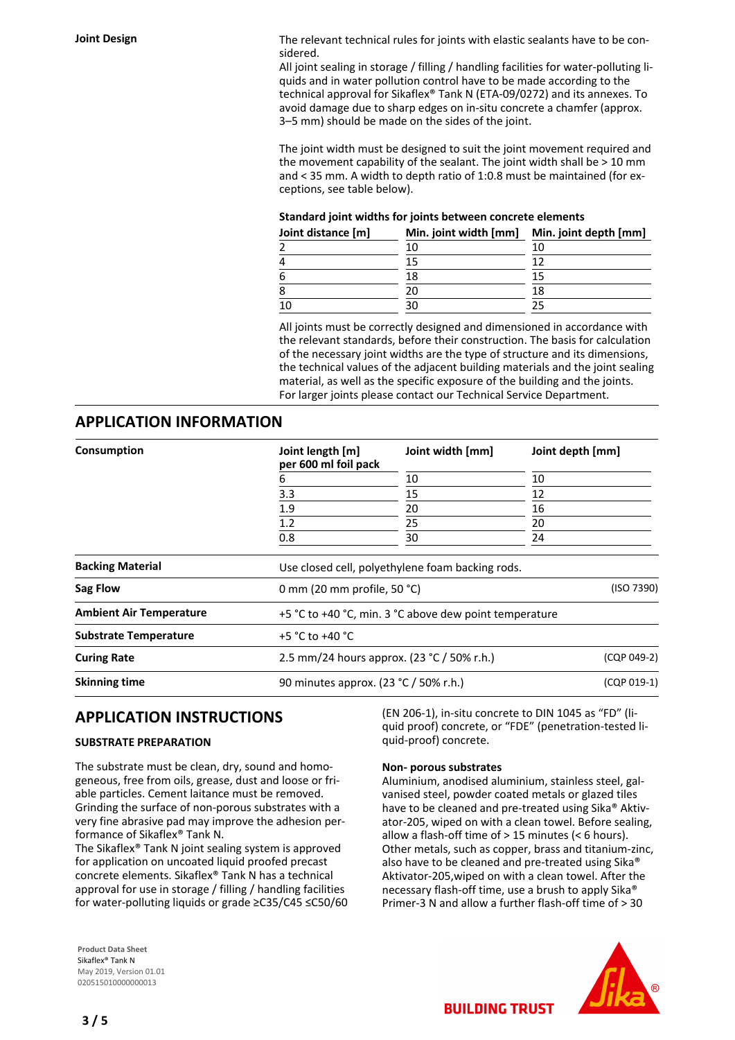**Joint Design**

The relevant technical rules for joints with elastic sealants have to be considered.
All joint sealing in storage / filling / handling facilities for water-polluting liquids and in water pollution control have to be made according to the technical approval for Sikaflex® Tank N (ETA-09/0272) and its annexes. To avoid damage due to sharp edges on in-situ concrete a chamfer (approx. 3–5 mm) should be made on the sides of the joint.

The joint width must be designed to suit the joint movement required and the movement capability of the sealant. The joint width shall be > 10 mm and < 35 mm. A width to depth ratio of 1:0.8 must be maintained (for exceptions, see table below).

**Standard joint widths for joints between concrete elements**

| Joint distance [m] | Min. joint width [mm] | Min. joint depth [mm] |
|---|---|---|
| 2 | 10 | 10 |
| 4 | 15 | 12 |
| 6 | 18 | 15 |
| 8 | 20 | 18 |
| 10 | 30 | 25 |

All joints must be correctly designed and dimensioned in accordance with the relevant standards, before their construction. The basis for calculation of the necessary joint widths are the type of structure and its dimensions, the technical values of the adjacent building materials and the joint sealing material, as well as the specific exposure of the building and the joints. For larger joints please contact our Technical Service Department.

## APPLICATION INFORMATION

**Consumption**

| Joint length [m] per 600 ml foil pack | Joint width [mm] | Joint depth [mm] |
|---|---|---|
| 6 | 10 | 10 |
| 3.3 | 15 | 12 |
| 1.9 | 20 | 16 |
| 1.2 | 25 | 20 |
| 0.8 | 30 | 24 |

| | | |
|---|---|---|
| **Backing Material** | Use closed cell, polyethylene foam backing rods. | |
| **Sag Flow** | 0 mm (20 mm profile, 50 °C) | (ISO 7390) |
| **Ambient Air Temperature** | +5 °C to +40 °C, min. 3 °C above dew point temperature | |
| **Substrate Temperature** | +5 °C to +40 °C | |
| **Curing Rate** | 2.5 mm/24 hours approx. (23 °C / 50% r.h.) | (CQP 049-2) |
| **Skinning time** | 90 minutes approx. (23 °C / 50% r.h.) | (CQP 019-1) |

## APPLICATION INSTRUCTIONS

### SUBSTRATE PREPARATION

The substrate must be clean, dry, sound and homogeneous, free from oils, grease, dust and loose or friable particles. Cement laitance must be removed. Grinding the surface of non-porous substrates with a very fine abrasive pad may improve the adhesion performance of Sikaflex® Tank N.
The Sikaflex® Tank N joint sealing system is approved for application on uncoated liquid proofed precast concrete elements. Sikaflex® Tank N has a technical approval for use in storage / filling / handling facilities for water-polluting liquids or grade ≥C35/C45 ≤C50/60 (EN 206-1), in-situ concrete to DIN 1045 as "FD" (liquid proof) concrete, or "FDE" (penetration-tested liquid-proof) concrete.

**Non- porous substrates**

Aluminium, anodised aluminium, stainless steel, galvanised steel, powder coated metals or glazed tiles have to be cleaned and pre-treated using Sika® Aktivator-205, wiped on with a clean towel. Before sealing, allow a flash-off time of > 15 minutes (< 6 hours).
Other metals, such as copper, brass and titanium-zinc, also have to be cleaned and pre-treated using Sika® Aktivator-205,wiped on with a clean towel. After the necessary flash-off time, use a brush to apply Sika® Primer-3 N and allow a further flash-off time of > 30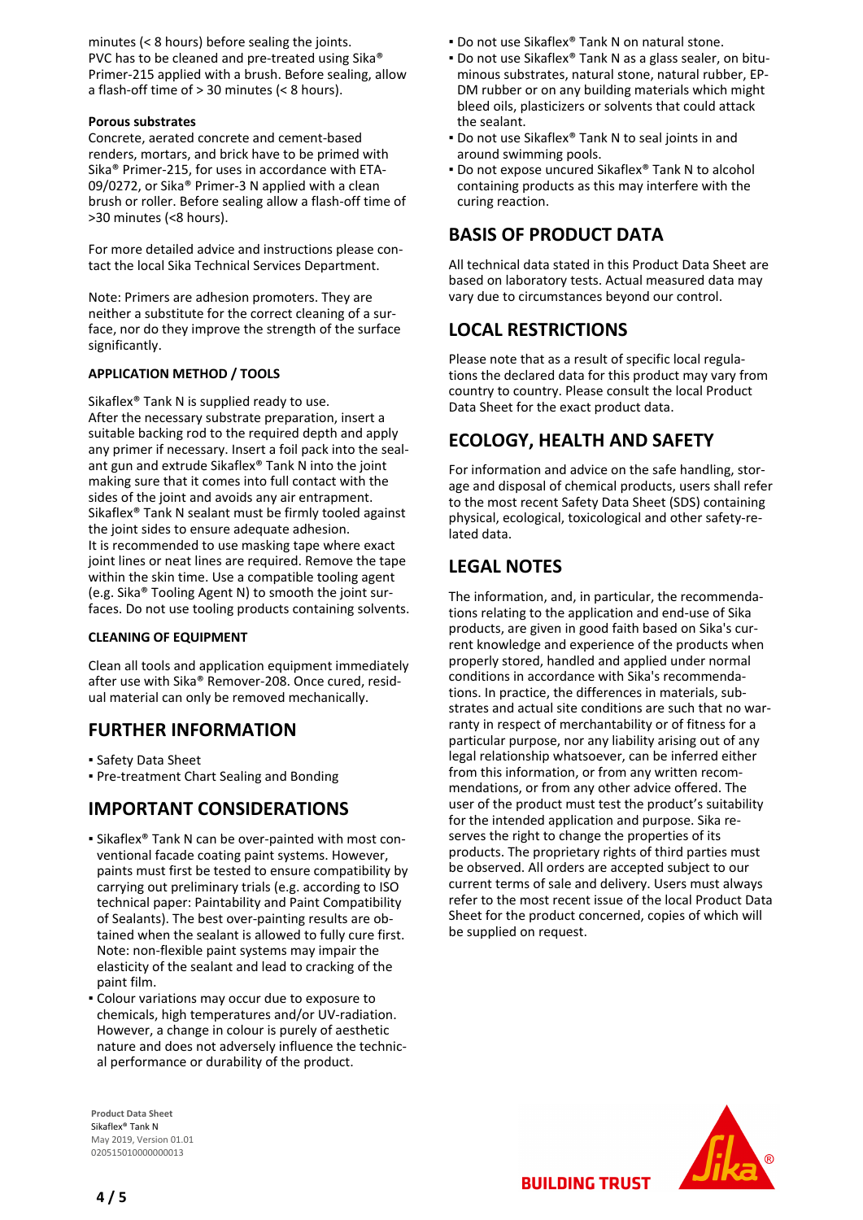minutes (< 8 hours) before sealing the joints.
PVC has to be cleaned and pre-treated using Sika® Primer-215 applied with a brush. Before sealing, allow a flash-off time of > 30 minutes (< 8 hours).

**Porous substrates**

Concrete, aerated concrete and cement-based renders, mortars, and brick have to be primed with Sika® Primer-215, for uses in accordance with ETA-09/0272, or Sika® Primer-3 N applied with a clean brush or roller. Before sealing allow a flash-off time of >30 minutes (<8 hours).

For more detailed advice and instructions please contact the local Sika Technical Services Department.

Note: Primers are adhesion promoters. They are neither a substitute for the correct cleaning of a surface, nor do they improve the strength of the surface significantly.

### APPLICATION METHOD / TOOLS

Sikaflex® Tank N is supplied ready to use.
After the necessary substrate preparation, insert a suitable backing rod to the required depth and apply any primer if necessary. Insert a foil pack into the sealant gun and extrude Sikaflex® Tank N into the joint making sure that it comes into full contact with the sides of the joint and avoids any air entrapment. Sikaflex® Tank N sealant must be firmly tooled against the joint sides to ensure adequate adhesion.
It is recommended to use masking tape where exact joint lines or neat lines are required. Remove the tape within the skin time. Use a compatible tooling agent (e.g. Sika® Tooling Agent N) to smooth the joint surfaces. Do not use tooling products containing solvents.

### CLEANING OF EQUIPMENT

Clean all tools and application equipment immediately after use with Sika® Remover-208. Once cured, residual material can only be removed mechanically.

## FURTHER INFORMATION

- Safety Data Sheet
- Pre-treatment Chart Sealing and Bonding

## IMPORTANT CONSIDERATIONS

- Sikaflex® Tank N can be over-painted with most conventional facade coating paint systems. However, paints must first be tested to ensure compatibility by carrying out preliminary trials (e.g. according to ISO technical paper: Paintability and Paint Compatibility of Sealants). The best over-painting results are obtained when the sealant is allowed to fully cure first. Note: non-flexible paint systems may impair the elasticity of the sealant and lead to cracking of the paint film.
- Colour variations may occur due to exposure to chemicals, high temperatures and/or UV-radiation. However, a change in colour is purely of aesthetic nature and does not adversely influence the technical performance or durability of the product.
- Do not use Sikaflex® Tank N on natural stone.
- Do not use Sikaflex® Tank N as a glass sealer, on bituminous substrates, natural stone, natural rubber, EPDM rubber or on any building materials which might bleed oils, plasticizers or solvents that could attack the sealant.
- Do not use Sikaflex® Tank N to seal joints in and around swimming pools.
- Do not expose uncured Sikaflex® Tank N to alcohol containing products as this may interfere with the curing reaction.

## BASIS OF PRODUCT DATA

All technical data stated in this Product Data Sheet are based on laboratory tests. Actual measured data may vary due to circumstances beyond our control.

## LOCAL RESTRICTIONS

Please note that as a result of specific local regulations the declared data for this product may vary from country to country. Please consult the local Product Data Sheet for the exact product data.

## ECOLOGY, HEALTH AND SAFETY

For information and advice on the safe handling, storage and disposal of chemical products, users shall refer to the most recent Safety Data Sheet (SDS) containing physical, ecological, toxicological and other safety-related data.

## LEGAL NOTES

The information, and, in particular, the recommendations relating to the application and end-use of Sika products, are given in good faith based on Sika's current knowledge and experience of the products when properly stored, handled and applied under normal conditions in accordance with Sika's recommendations. In practice, the differences in materials, substrates and actual site conditions are such that no warranty in respect of merchantability or of fitness for a particular purpose, nor any liability arising out of any legal relationship whatsoever, can be inferred either from this information, or from any written recommendations, or from any other advice offered. The user of the product must test the product's suitability for the intended application and purpose. Sika reserves the right to change the properties of its products. The proprietary rights of third parties must be observed. All orders are accepted subject to our current terms of sale and delivery. Users must always refer to the most recent issue of the local Product Data Sheet for the product concerned, copies of which will be supplied on request.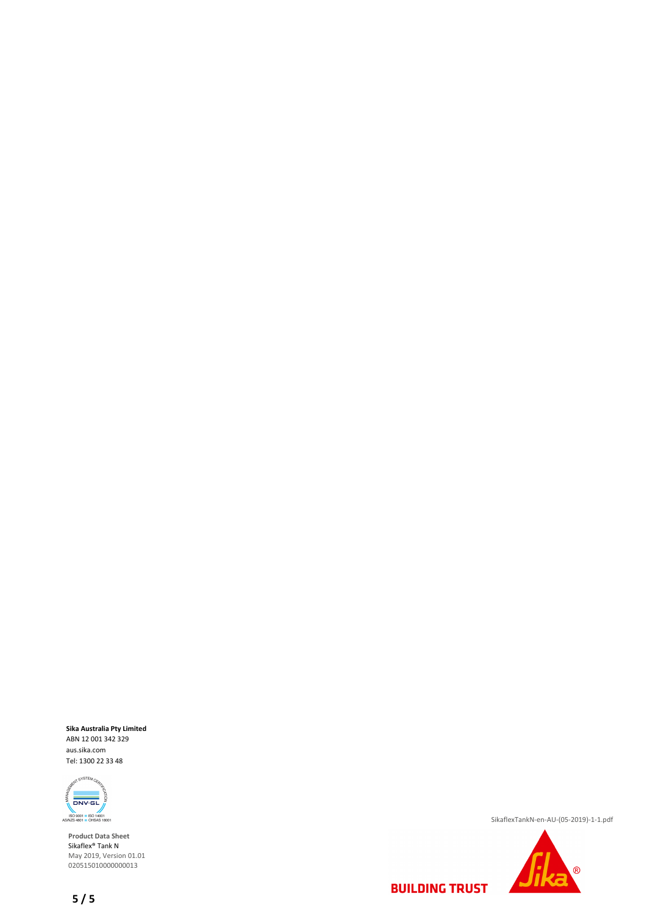**Sika Australia Pty Limited**
ABN 12 001 342 329
aus.sika.com
Tel: 1300 22 33 48

**Product Data Sheet**
Sikaflex® Tank N
May 2019, Version 01.01
020515010000000013

SikaflexTankN-en-AU-(05-2019)-1-1.pdf